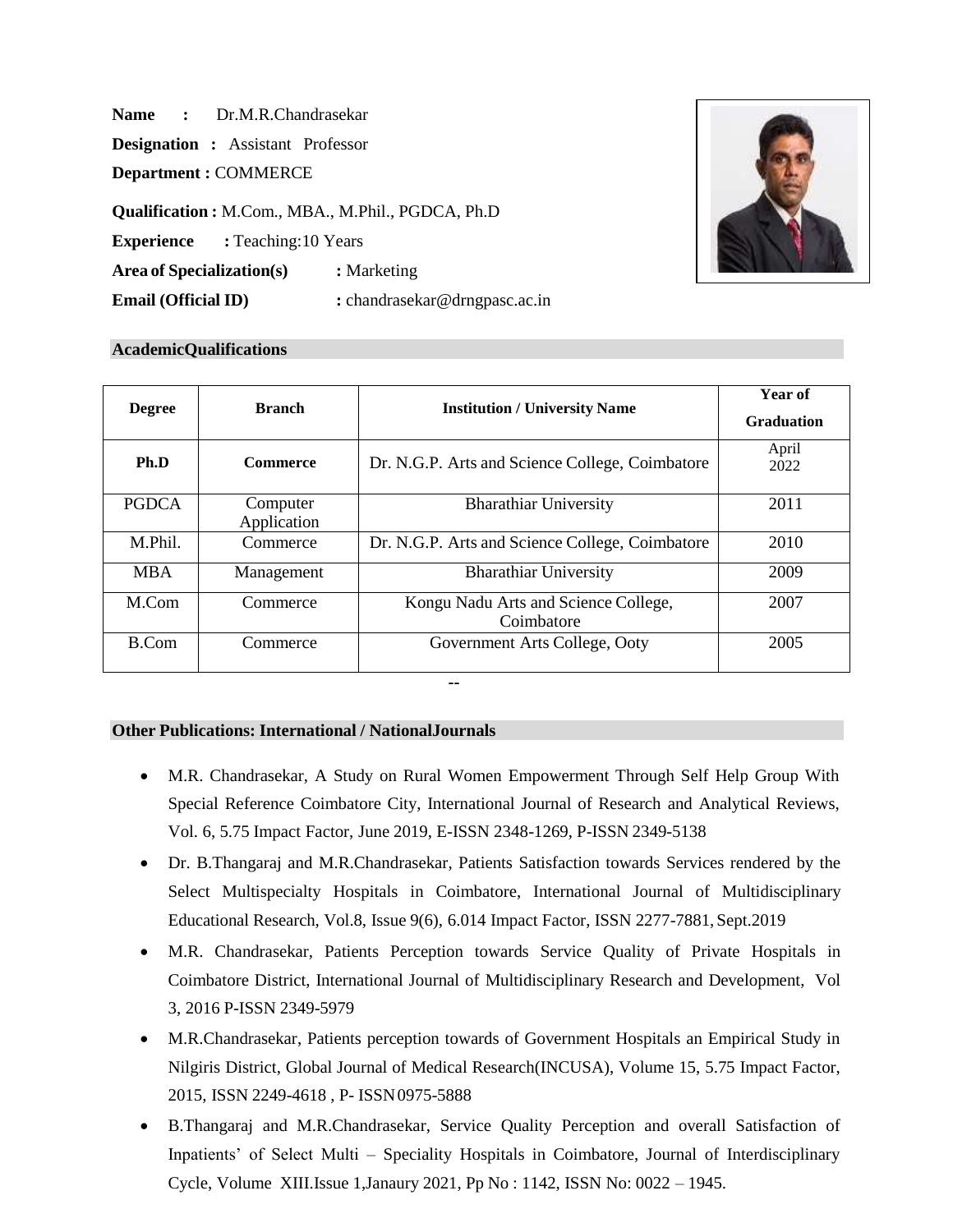**Name :** Dr.M.R.Chandrasekar

**Designation :** Assistant Professor

**Department :** COMMERCE

**Qualification :** M.Com., MBA., M.Phil., PGDCA, Ph.D

**Experience :** Teaching:10 Years

**Area of Specialization(s) :** Marketing

**Email (Official ID) :** chandrasekar@drngpasc.ac.in

## AcademicQualifications

| Degree | Branch | Institution / University Name | Year of Graduation |
|---|---|---|---|
| **Ph.D** | **Commerce** | Dr. N.G.P. Arts and Science College, Coimbatore | April 2022 |
| PGDCA | Computer Application | Bharathiar University | 2011 |
| M.Phil. | Commerce | Dr. N.G.P. Arts and Science College, Coimbatore | 2010 |
| MBA | Management | Bharathiar University | 2009 |
| M.Com | Commerce | Kongu Nadu Arts and Science College, Coimbatore | 2007 |
| B.Com | Commerce | Government Arts College, Ooty | 2005 |

--

## Other Publications: International / NationalJournals

- M.R. Chandrasekar, A Study on Rural Women Empowerment Through Self Help Group With Special Reference Coimbatore City, International Journal of Research and Analytical Reviews, Vol. 6, 5.75 Impact Factor, June 2019, E-ISSN 2348-1269, P-ISSN 2349-5138
- Dr. B.Thangaraj and M.R.Chandrasekar, Patients Satisfaction towards Services rendered by the Select Multispecialty Hospitals in Coimbatore, International Journal of Multidisciplinary Educational Research, Vol.8, Issue 9(6), 6.014 Impact Factor, ISSN 2277-7881, Sept.2019
- M.R. Chandrasekar, Patients Perception towards Service Quality of Private Hospitals in Coimbatore District, International Journal of Multidisciplinary Research and Development, Vol 3, 2016 P-ISSN 2349-5979
- M.R.Chandrasekar, Patients perception towards of Government Hospitals an Empirical Study in Nilgiris District, Global Journal of Medical Research(INCUSA), Volume 15, 5.75 Impact Factor, 2015, ISSN 2249-4618 , P- ISSN 0975-5888
- B.Thangaraj and M.R.Chandrasekar, Service Quality Perception and overall Satisfaction of Inpatients' of Select Multi – Speciality Hospitals in Coimbatore, Journal of Interdisciplinary Cycle, Volume XIII.Issue 1,Janaury 2021, Pp No : 1142, ISSN No: 0022 – 1945.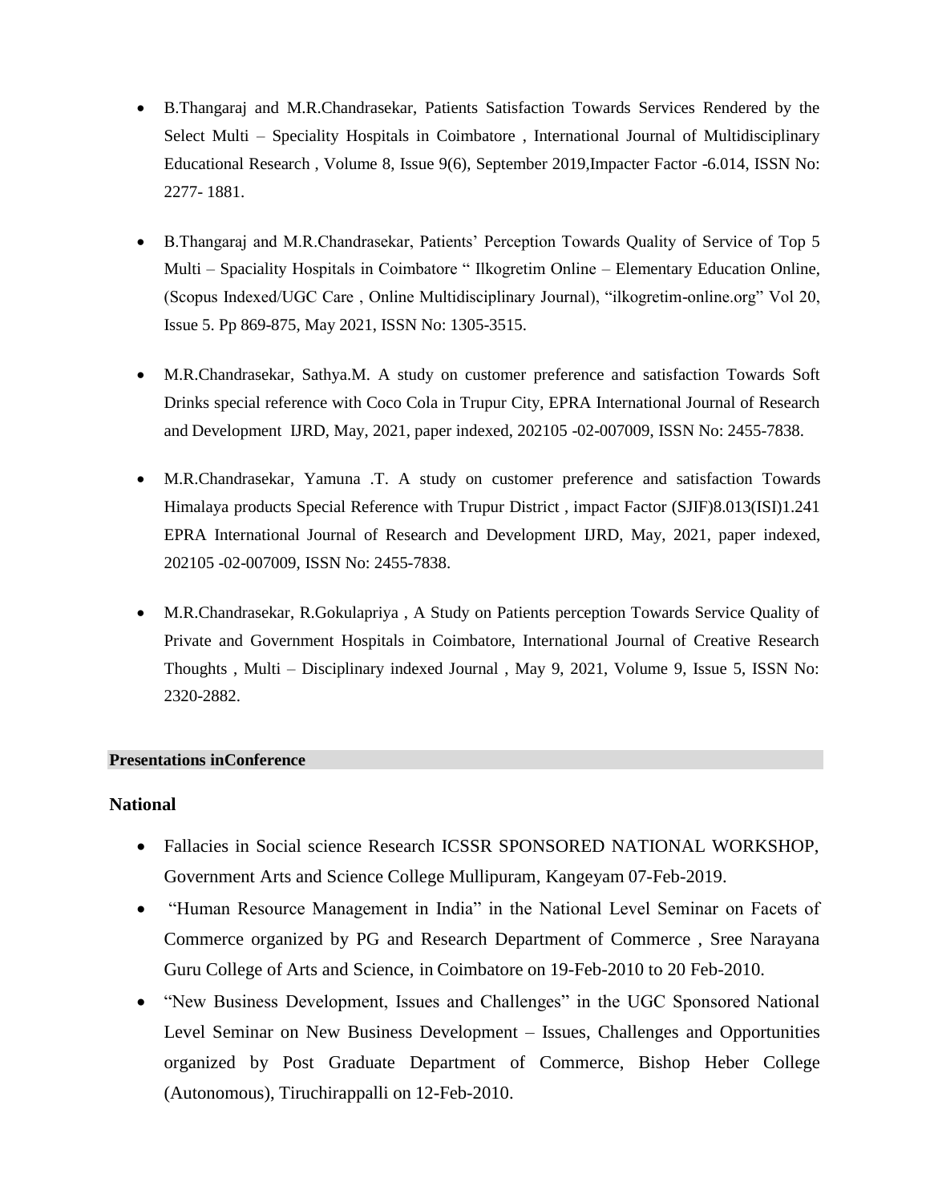- B.Thangaraj and M.R.Chandrasekar, Patients Satisfaction Towards Services Rendered by the Select Multi – Speciality Hospitals in Coimbatore , International Journal of Multidisciplinary Educational Research , Volume 8, Issue 9(6), September 2019,Impacter Factor -6.014, ISSN No: 2277- 1881.

- B.Thangaraj and M.R.Chandrasekar, Patients' Perception Towards Quality of Service of Top 5 Multi – Spaciality Hospitals in Coimbatore " Ilkogretim Online – Elementary Education Online, (Scopus Indexed/UGC Care , Online Multidisciplinary Journal), "ilkogretim-online.org" Vol 20, Issue 5. Pp 869-875, May 2021, ISSN No: 1305-3515.

- M.R.Chandrasekar, Sathya.M. A study on customer preference and satisfaction Towards Soft Drinks special reference with Coco Cola in Trupur City, EPRA International Journal of Research and Development IJRD, May, 2021, paper indexed, 202105 -02-007009, ISSN No: 2455-7838.

- M.R.Chandrasekar, Yamuna .T. A study on customer preference and satisfaction Towards Himalaya products Special Reference with Trupur District , impact Factor (SJIF)8.013(ISI)1.241 EPRA International Journal of Research and Development IJRD, May, 2021, paper indexed, 202105 -02-007009, ISSN No: 2455-7838.

- M.R.Chandrasekar, R.Gokulapriya , A Study on Patients perception Towards Service Quality of Private and Government Hospitals in Coimbatore, International Journal of Creative Research Thoughts , Multi – Disciplinary indexed Journal , May 9, 2021, Volume 9, Issue 5, ISSN No: 2320-2882.

**Presentations inConference**

### National

- Fallacies in Social science Research ICSSR SPONSORED NATIONAL WORKSHOP, Government Arts and Science College Mullipuram, Kangeyam 07-Feb-2019.
- "Human Resource Management in India" in the National Level Seminar on Facets of Commerce organized by PG and Research Department of Commerce , Sree Narayana Guru College of Arts and Science, in Coimbatore on 19-Feb-2010 to 20 Feb-2010.
- "New Business Development, Issues and Challenges" in the UGC Sponsored National Level Seminar on New Business Development – Issues, Challenges and Opportunities organized by Post Graduate Department of Commerce, Bishop Heber College (Autonomous), Tiruchirappalli on 12-Feb-2010.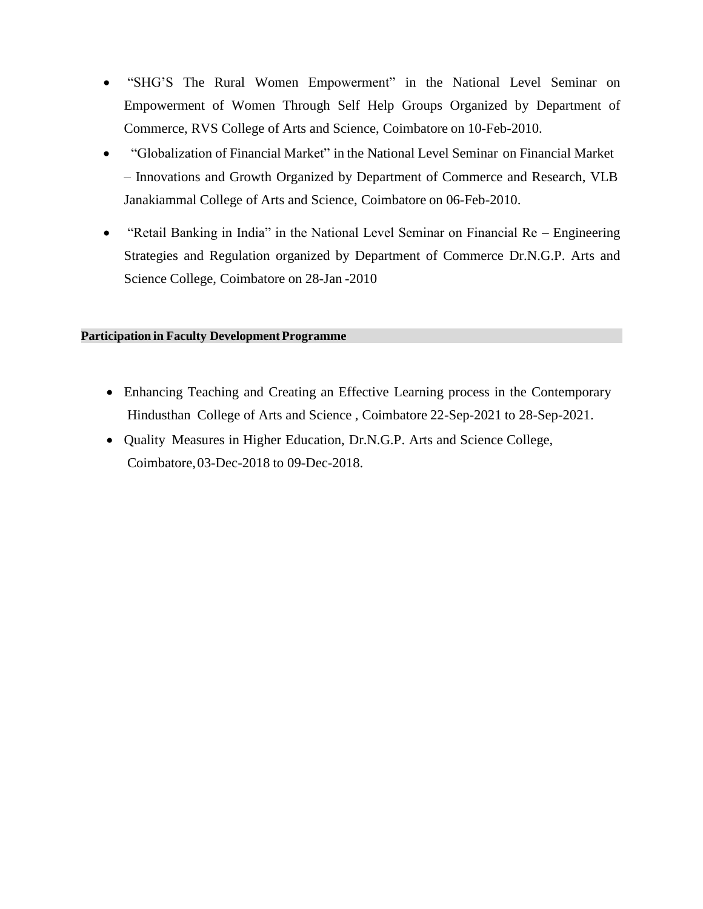- "SHG'S The Rural Women Empowerment" in the National Level Seminar on Empowerment of Women Through Self Help Groups Organized by Department of Commerce, RVS College of Arts and Science, Coimbatore on 10-Feb-2010.
- "Globalization of Financial Market" in the National Level Seminar on Financial Market – Innovations and Growth Organized by Department of Commerce and Research, VLB Janakiammal College of Arts and Science, Coimbatore on 06-Feb-2010.
- "Retail Banking in India" in the National Level Seminar on Financial Re – Engineering Strategies and Regulation organized by Department of Commerce Dr.N.G.P. Arts and Science College, Coimbatore on 28-Jan -2010

**Participation in Faculty Development Programme**

- Enhancing Teaching and Creating an Effective Learning process in the Contemporary Hindusthan College of Arts and Science , Coimbatore 22-Sep-2021 to 28-Sep-2021.
- Quality Measures in Higher Education, Dr.N.G.P. Arts and Science College, Coimbatore, 03-Dec-2018 to 09-Dec-2018.